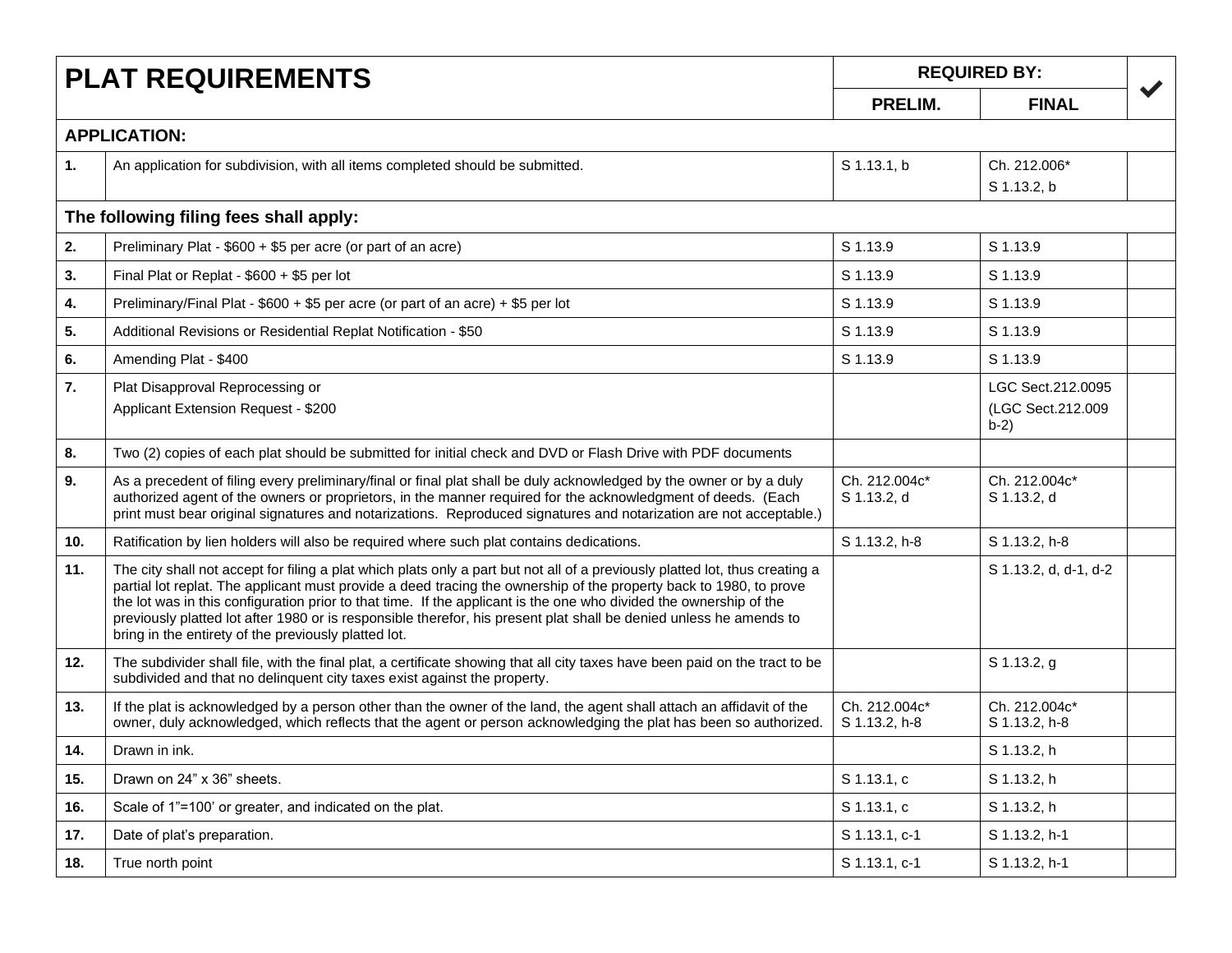| PLAT REQUIREMENTS | | REQUIRED BY: | | ✔ |
|---|---|---|---|---|
| | | PRELIM. | FINAL | |
| **APPLICATION:** | | | | |
| **1.** | An application for subdivision, with all items completed should be submitted. | S 1.13.1, b | Ch. 212.006*<br>S 1.13.2, b | |
| **The following filing fees shall apply:** | | | | |
| **2.** | Preliminary Plat - $600 + $5 per acre (or part of an acre) | S 1.13.9 | S 1.13.9 | |
| **3.** | Final Plat or Replat - $600 + $5 per lot | S 1.13.9 | S 1.13.9 | |
| **4.** | Preliminary/Final Plat - $600 + $5 per acre (or part of an acre) + $5 per lot | S 1.13.9 | S 1.13.9 | |
| **5.** | Additional Revisions or Residential Replat Notification - $50 | S 1.13.9 | S 1.13.9 | |
| **6.** | Amending Plat - $400 | S 1.13.9 | S 1.13.9 | |
| **7.** | Plat Disapproval Reprocessing or<br>Applicant Extension Request - $200 | | LGC Sect.212.0095<br>(LGC Sect.212.009 b-2) | |
| **8.** | Two (2) copies of each plat should be submitted for initial check and DVD or Flash Drive with PDF documents | | | |
| **9.** | As a precedent of filing every preliminary/final or final plat shall be duly acknowledged by the owner or by a duly authorized agent of the owners or proprietors, in the manner required for the acknowledgment of deeds. (Each print must bear original signatures and notarizations. Reproduced signatures and notarization are not acceptable.) | Ch. 212.004c*<br>S 1.13.2, d | Ch. 212.004c*<br>S 1.13.2, d | |
| **10.** | Ratification by lien holders will also be required where such plat contains dedications. | S 1.13.2, h-8 | S 1.13.2, h-8 | |
| **11.** | The city shall not accept for filing a plat which plats only a part but not all of a previously platted lot, thus creating a partial lot replat. The applicant must provide a deed tracing the ownership of the property back to 1980, to prove the lot was in this configuration prior to that time. If the applicant is the one who divided the ownership of the previously platted lot after 1980 or is responsible therefor, his present plat shall be denied unless he amends to bring in the entirety of the previously platted lot. | | S 1.13.2, d, d-1, d-2 | |
| **12.** | The subdivider shall file, with the final plat, a certificate showing that all city taxes have been paid on the tract to be subdivided and that no delinquent city taxes exist against the property. | | S 1.13.2, g | |
| **13.** | If the plat is acknowledged by a person other than the owner of the land, the agent shall attach an affidavit of the owner, duly acknowledged, which reflects that the agent or person acknowledging the plat has been so authorized. | Ch. 212.004c*<br>S 1.13.2, h-8 | Ch. 212.004c*<br>S 1.13.2, h-8 | |
| **14.** | Drawn in ink. | | S 1.13.2, h | |
| **15.** | Drawn on 24” x 36” sheets. | S 1.13.1, c | S 1.13.2, h | |
| **16.** | Scale of 1”=100’ or greater, and indicated on the plat. | S 1.13.1, c | S 1.13.2, h | |
| **17.** | Date of plat’s preparation. | S 1.13.1, c-1 | S 1.13.2, h-1 | |
| **18.** | True north point | S 1.13.1, c-1 | S 1.13.2, h-1 | |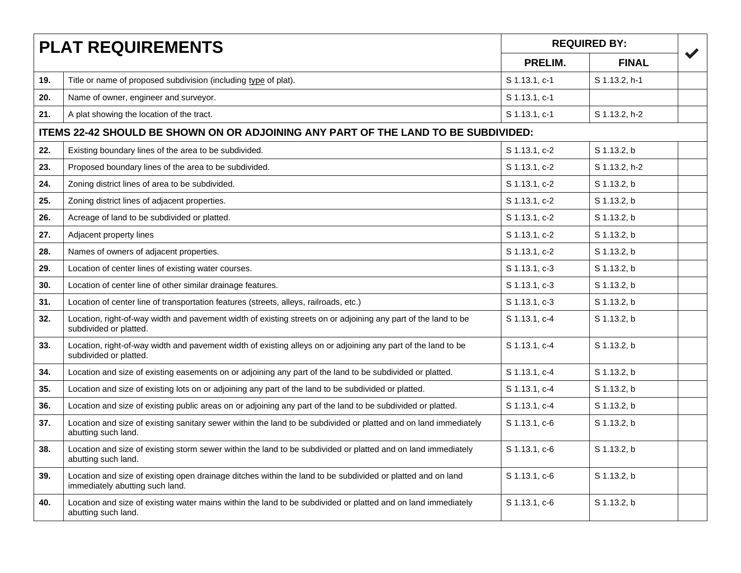| PLAT REQUIREMENTS | | REQUIRED BY: | | ✔ |
|---|---|---|---|---|
| | | PRELIM. | FINAL | |
| **19.** | Title or name of proposed subdivision (including type of plat). | S 1.13.1, c-1 | S 1.13.2, h-1 | |
| **20.** | Name of owner, engineer and surveyor. | S 1.13.1, c-1 | | |
| **21.** | A plat showing the location of the tract. | S 1.13.1, c-1 | S 1.13.2, h-2 | |
| **ITEMS 22-42 SHOULD BE SHOWN ON OR ADJOINING ANY PART OF THE LAND TO BE SUBDIVIDED:** | | | | |
| **22.** | Existing boundary lines of the area to be subdivided. | S 1.13.1, c-2 | S 1.13.2, b | |
| **23.** | Proposed boundary lines of the area to be subdivided. | S 1.13.1, c-2 | S 1.13.2, h-2 | |
| **24.** | Zoning district lines of area to be subdivided. | S 1.13.1, c-2 | S 1.13.2, b | |
| **25.** | Zoning district lines of adjacent properties. | S 1.13.1, c-2 | S 1.13.2, b | |
| **26.** | Acreage of land to be subdivided or platted. | S 1.13.1, c-2 | S 1.13.2, b | |
| **27.** | Adjacent property lines | S 1.13.1, c-2 | S 1.13.2, b | |
| **28.** | Names of owners of adjacent properties. | S 1.13.1, c-2 | S 1.13.2, b | |
| **29.** | Location of center lines of existing water courses. | S 1.13.1, c-3 | S 1.13.2, b | |
| **30.** | Location of center line of other similar drainage features. | S 1.13.1, c-3 | S 1.13.2, b | |
| **31.** | Location of center line of transportation features (streets, alleys, railroads, etc.) | S 1.13.1, c-3 | S 1.13.2, b | |
| **32.** | Location, right-of-way width and pavement width of existing streets on or adjoining any part of the land to be subdivided or platted. | S 1.13.1, c-4 | S 1.13.2, b | |
| **33.** | Location, right-of-way width and pavement width of existing alleys on or adjoining any part of the land to be subdivided or platted. | S 1.13.1, c-4 | S 1.13.2, b | |
| **34.** | Location and size of existing easements on or adjoining any part of the land to be subdivided or platted. | S 1.13.1, c-4 | S 1.13.2, b | |
| **35.** | Location and size of existing lots on or adjoining any part of the land to be subdivided or platted. | S 1.13.1, c-4 | S 1.13.2, b | |
| **36.** | Location and size of existing public areas on or adjoining any part of the land to be subdivided or platted. | S 1.13.1, c-4 | S 1.13.2, b | |
| **37.** | Location and size of existing sanitary sewer within the land to be subdivided or platted and on land immediately abutting such land. | S 1.13.1, c-6 | S 1.13.2, b | |
| **38.** | Location and size of existing storm sewer within the land to be subdivided or platted and on land immediately abutting such land. | S 1.13.1, c-6 | S 1.13.2, b | |
| **39.** | Location and size of existing open drainage ditches within the land to be subdivided or platted and on land immediately abutting such land. | S 1.13.1, c-6 | S 1.13.2, b | |
| **40.** | Location and size of existing water mains within the land to be subdivided or platted and on land immediately abutting such land. | S 1.13.1, c-6 | S 1.13.2, b | |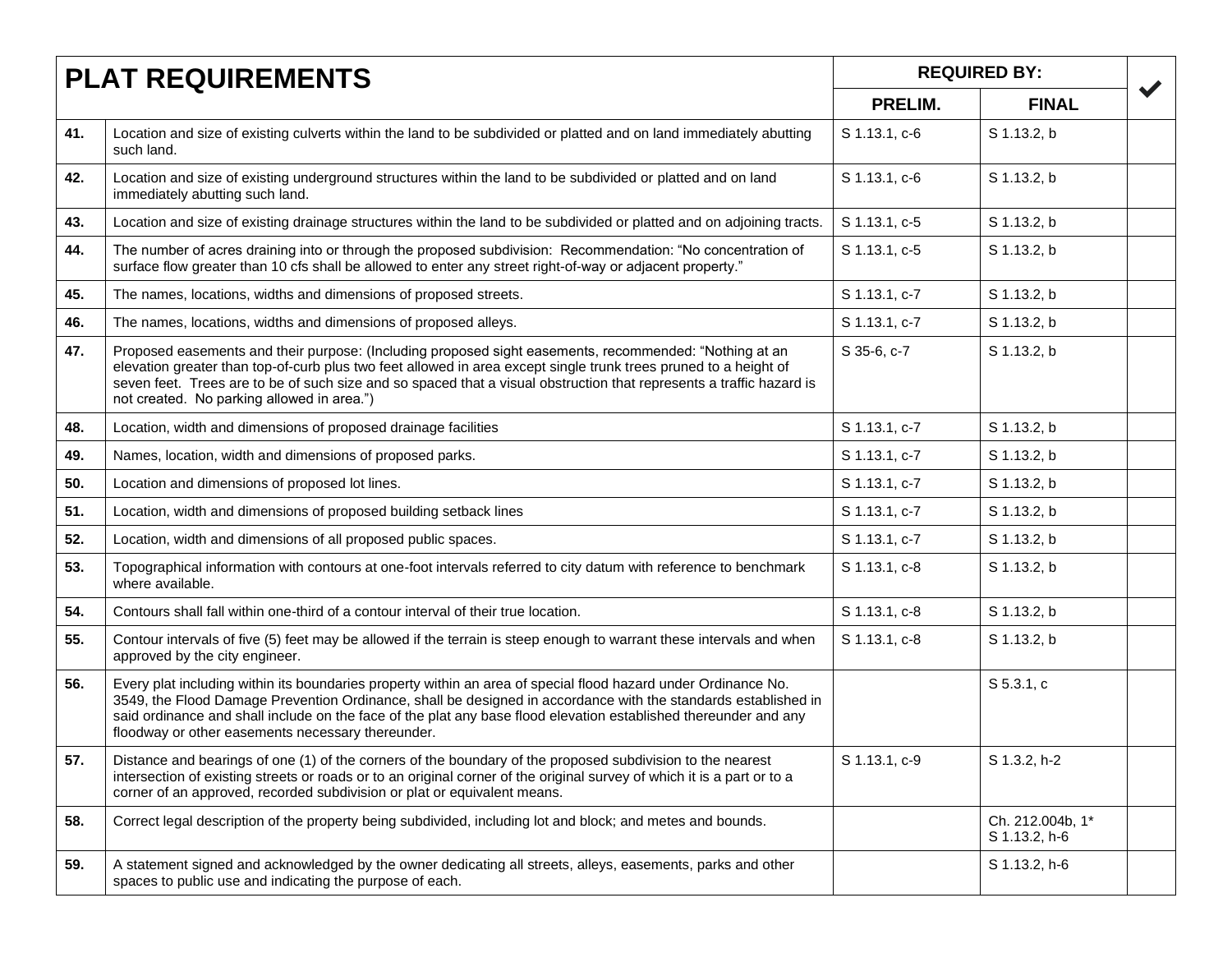| PLAT REQUIREMENTS | | REQUIRED BY: | | ✔ |
|---|---|---|---|---|
| | | PRELIM. | FINAL | |
| 41. | Location and size of existing culverts within the land to be subdivided or platted and on land immediately abutting such land. | S 1.13.1, c-6 | S 1.13.2, b | |
| 42. | Location and size of existing underground structures within the land to be subdivided or platted and on land immediately abutting such land. | S 1.13.1, c-6 | S 1.13.2, b | |
| 43. | Location and size of existing drainage structures within the land to be subdivided or platted and on adjoining tracts. | S 1.13.1, c-5 | S 1.13.2, b | |
| 44. | The number of acres draining into or through the proposed subdivision: Recommendation: "No concentration of surface flow greater than 10 cfs shall be allowed to enter any street right-of-way or adjacent property." | S 1.13.1, c-5 | S 1.13.2, b | |
| 45. | The names, locations, widths and dimensions of proposed streets. | S 1.13.1, c-7 | S 1.13.2, b | |
| 46. | The names, locations, widths and dimensions of proposed alleys. | S 1.13.1, c-7 | S 1.13.2, b | |
| 47. | Proposed easements and their purpose: (Including proposed sight easements, recommended: "Nothing at an elevation greater than top-of-curb plus two feet allowed in area except single trunk trees pruned to a height of seven feet. Trees are to be of such size and so spaced that a visual obstruction that represents a traffic hazard is not created. No parking allowed in area.") | S 35-6, c-7 | S 1.13.2, b | |
| 48. | Location, width and dimensions of proposed drainage facilities | S 1.13.1, c-7 | S 1.13.2, b | |
| 49. | Names, location, width and dimensions of proposed parks. | S 1.13.1, c-7 | S 1.13.2, b | |
| 50. | Location and dimensions of proposed lot lines. | S 1.13.1, c-7 | S 1.13.2, b | |
| 51. | Location, width and dimensions of proposed building setback lines | S 1.13.1, c-7 | S 1.13.2, b | |
| 52. | Location, width and dimensions of all proposed public spaces. | S 1.13.1, c-7 | S 1.13.2, b | |
| 53. | Topographical information with contours at one-foot intervals referred to city datum with reference to benchmark where available. | S 1.13.1, c-8 | S 1.13.2, b | |
| 54. | Contours shall fall within one-third of a contour interval of their true location. | S 1.13.1, c-8 | S 1.13.2, b | |
| 55. | Contour intervals of five (5) feet may be allowed if the terrain is steep enough to warrant these intervals and when approved by the city engineer. | S 1.13.1, c-8 | S 1.13.2, b | |
| 56. | Every plat including within its boundaries property within an area of special flood hazard under Ordinance No. 3549, the Flood Damage Prevention Ordinance, shall be designed in accordance with the standards established in said ordinance and shall include on the face of the plat any base flood elevation established thereunder and any floodway or other easements necessary thereunder. | | S 5.3.1, c | |
| 57. | Distance and bearings of one (1) of the corners of the boundary of the proposed subdivision to the nearest intersection of existing streets or roads or to an original corner of the original survey of which it is a part or to a corner of an approved, recorded subdivision or plat or equivalent means. | S 1.13.1, c-9 | S 1.3.2, h-2 | |
| 58. | Correct legal description of the property being subdivided, including lot and block; and metes and bounds. | | Ch. 212.004b, 1* S 1.13.2, h-6 | |
| 59. | A statement signed and acknowledged by the owner dedicating all streets, alleys, easements, parks and other spaces to public use and indicating the purpose of each. | | S 1.13.2, h-6 | |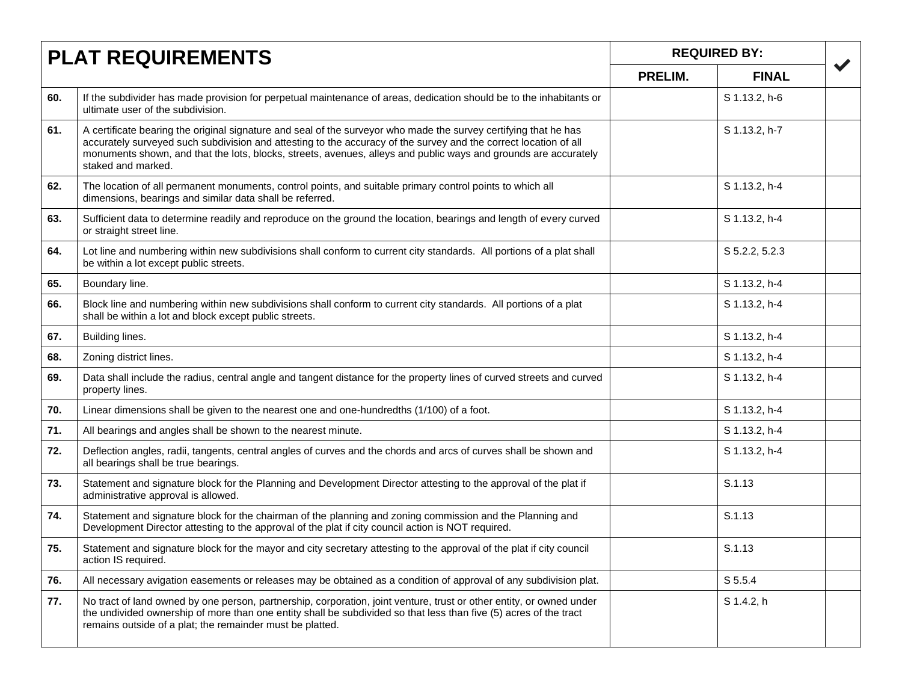| PLAT REQUIREMENTS | | REQUIRED BY: | | ✔ |
|---|---|---|---|---|
| | | PRELIM. | FINAL | |
| 60. | If the subdivider has made provision for perpetual maintenance of areas, dedication should be to the inhabitants or ultimate user of the subdivision. | | S 1.13.2, h-6 | |
| 61. | A certificate bearing the original signature and seal of the surveyor who made the survey certifying that he has accurately surveyed such subdivision and attesting to the accuracy of the survey and the correct location of all monuments shown, and that the lots, blocks, streets, avenues, alleys and public ways and grounds are accurately staked and marked. | | S 1.13.2, h-7 | |
| 62. | The location of all permanent monuments, control points, and suitable primary control points to which all dimensions, bearings and similar data shall be referred. | | S 1.13.2, h-4 | |
| 63. | Sufficient data to determine readily and reproduce on the ground the location, bearings and length of every curved or straight street line. | | S 1.13.2, h-4 | |
| 64. | Lot line and numbering within new subdivisions shall conform to current city standards. All portions of a plat shall be within a lot except public streets. | | S 5.2.2, 5.2.3 | |
| 65. | Boundary line. | | S 1.13.2, h-4 | |
| 66. | Block line and numbering within new subdivisions shall conform to current city standards. All portions of a plat shall be within a lot and block except public streets. | | S 1.13.2, h-4 | |
| 67. | Building lines. | | S 1.13.2, h-4 | |
| 68. | Zoning district lines. | | S 1.13.2, h-4 | |
| 69. | Data shall include the radius, central angle and tangent distance for the property lines of curved streets and curved property lines. | | S 1.13.2, h-4 | |
| 70. | Linear dimensions shall be given to the nearest one and one-hundredths (1/100) of a foot. | | S 1.13.2, h-4 | |
| 71. | All bearings and angles shall be shown to the nearest minute. | | S 1.13.2, h-4 | |
| 72. | Deflection angles, radii, tangents, central angles of curves and the chords and arcs of curves shall be shown and all bearings shall be true bearings. | | S 1.13.2, h-4 | |
| 73. | Statement and signature block for the Planning and Development Director attesting to the approval of the plat if administrative approval is allowed. | | S.1.13 | |
| 74. | Statement and signature block for the chairman of the planning and zoning commission and the Planning and Development Director attesting to the approval of the plat if city council action is NOT required. | | S.1.13 | |
| 75. | Statement and signature block for the mayor and city secretary attesting to the approval of the plat if city council action IS required. | | S.1.13 | |
| 76. | All necessary avigation easements or releases may be obtained as a condition of approval of any subdivision plat. | | S 5.5.4 | |
| 77. | No tract of land owned by one person, partnership, corporation, joint venture, trust or other entity, or owned under the undivided ownership of more than one entity shall be subdivided so that less than five (5) acres of the tract remains outside of a plat; the remainder must be platted. | | S 1.4.2, h | |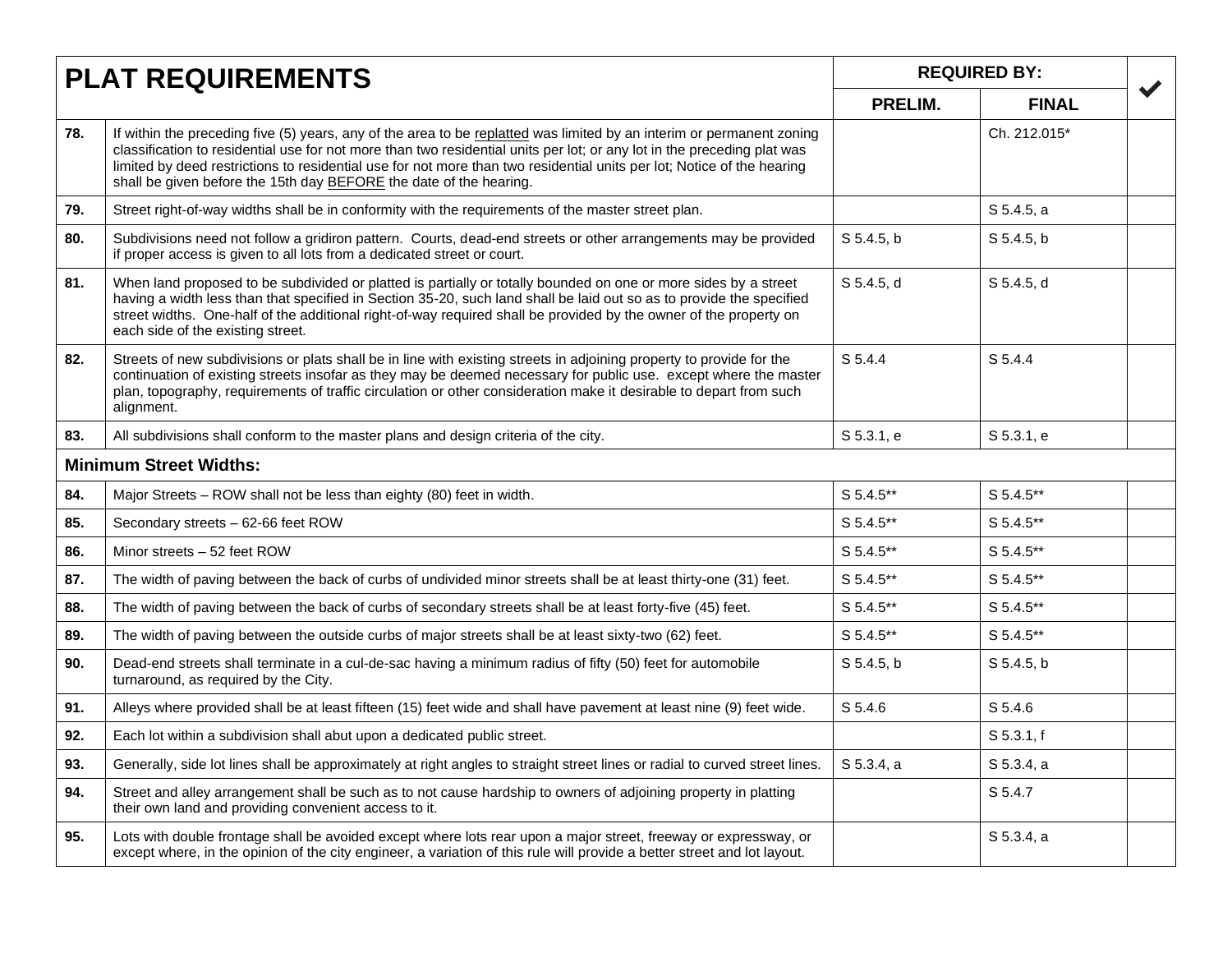| PLAT REQUIREMENTS | | REQUIRED BY: | | ✔ |
|---|---|---|---|---|
| | | PRELIM. | FINAL | |
| **78.** | If within the preceding five (5) years, any of the area to be replatted was limited by an interim or permanent zoning classification to residential use for not more than two residential units per lot; or any lot in the preceding plat was limited by deed restrictions to residential use for not more than two residential units per lot; Notice of the hearing shall be given before the 15th day BEFORE the date of the hearing. | | Ch. 212.015* | |
| **79.** | Street right-of-way widths shall be in conformity with the requirements of the master street plan. | | S 5.4.5, a | |
| **80.** | Subdivisions need not follow a gridiron pattern. Courts, dead-end streets or other arrangements may be provided if proper access is given to all lots from a dedicated street or court. | S 5.4.5, b | S 5.4.5, b | |
| **81.** | When land proposed to be subdivided or platted is partially or totally bounded on one or more sides by a street having a width less than that specified in Section 35-20, such land shall be laid out so as to provide the specified street widths. One-half of the additional right-of-way required shall be provided by the owner of the property on each side of the existing street. | S 5.4.5, d | S 5.4.5, d | |
| **82.** | Streets of new subdivisions or plats shall be in line with existing streets in adjoining property to provide for the continuation of existing streets insofar as they may be deemed necessary for public use. except where the master plan, topography, requirements of traffic circulation or other consideration make it desirable to depart from such alignment. | S 5.4.4 | S 5.4.4 | |
| **83.** | All subdivisions shall conform to the master plans and design criteria of the city. | S 5.3.1, e | S 5.3.1, e | |
| **Minimum Street Widths:** | | | | |
| **84.** | Major Streets – ROW shall not be less than eighty (80) feet in width. | S 5.4.5** | S 5.4.5** | |
| **85.** | Secondary streets – 62-66 feet ROW | S 5.4.5** | S 5.4.5** | |
| **86.** | Minor streets – 52 feet ROW | S 5.4.5** | S 5.4.5** | |
| **87.** | The width of paving between the back of curbs of undivided minor streets shall be at least thirty-one (31) feet. | S 5.4.5** | S 5.4.5** | |
| **88.** | The width of paving between the back of curbs of secondary streets shall be at least forty-five (45) feet. | S 5.4.5** | S 5.4.5** | |
| **89.** | The width of paving between the outside curbs of major streets shall be at least sixty-two (62) feet. | S 5.4.5** | S 5.4.5** | |
| **90.** | Dead-end streets shall terminate in a cul-de-sac having a minimum radius of fifty (50) feet for automobile turnaround, as required by the City. | S 5.4.5, b | S 5.4.5, b | |
| **91.** | Alleys where provided shall be at least fifteen (15) feet wide and shall have pavement at least nine (9) feet wide. | S 5.4.6 | S 5.4.6 | |
| **92.** | Each lot within a subdivision shall abut upon a dedicated public street. | | S 5.3.1, f | |
| **93.** | Generally, side lot lines shall be approximately at right angles to straight street lines or radial to curved street lines. | S 5.3.4, a | S 5.3.4, a | |
| **94.** | Street and alley arrangement shall be such as to not cause hardship to owners of adjoining property in platting their own land and providing convenient access to it. | | S 5.4.7 | |
| **95.** | Lots with double frontage shall be avoided except where lots rear upon a major street, freeway or expressway, or except where, in the opinion of the city engineer, a variation of this rule will provide a better street and lot layout. | | S 5.3.4, a | |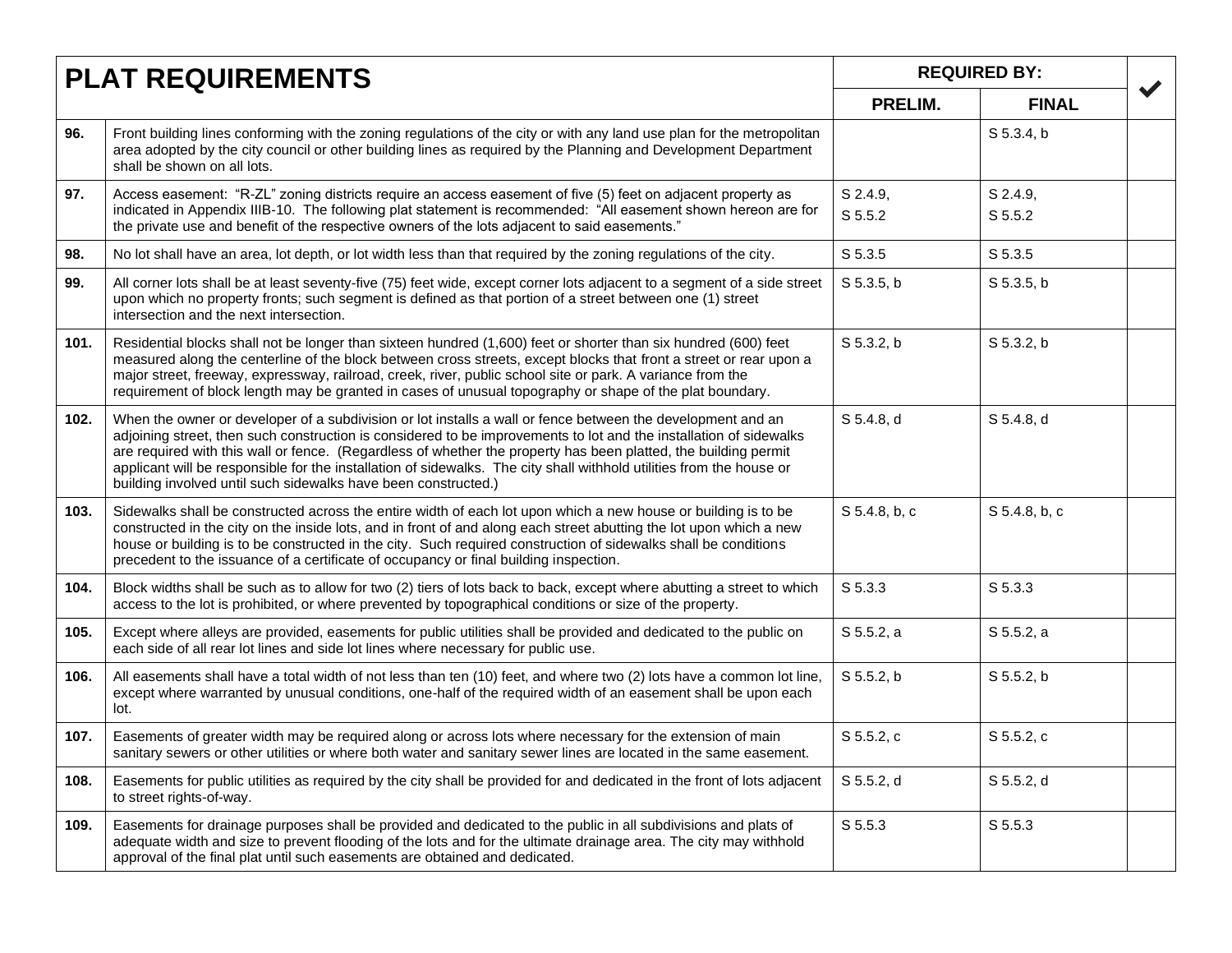| PLAT REQUIREMENTS | | REQUIRED BY: | | ✔ |
|---|---|---|---|---|
| | | PRELIM. | FINAL | |
| 96. | Front building lines conforming with the zoning regulations of the city or with any land use plan for the metropolitan area adopted by the city council or other building lines as required by the Planning and Development Department shall be shown on all lots. | | S 5.3.4, b | |
| 97. | Access easement: "R-ZL" zoning districts require an access easement of five (5) feet on adjacent property as indicated in Appendix IIIB-10. The following plat statement is recommended: "All easement shown hereon are for the private use and benefit of the respective owners of the lots adjacent to said easements." | S 2.4.9, S 5.5.2 | S 2.4.9, S 5.5.2 | |
| 98. | No lot shall have an area, lot depth, or lot width less than that required by the zoning regulations of the city. | S 5.3.5 | S 5.3.5 | |
| 99. | All corner lots shall be at least seventy-five (75) feet wide, except corner lots adjacent to a segment of a side street upon which no property fronts; such segment is defined as that portion of a street between one (1) street intersection and the next intersection. | S 5.3.5, b | S 5.3.5, b | |
| 101. | Residential blocks shall not be longer than sixteen hundred (1,600) feet or shorter than six hundred (600) feet measured along the centerline of the block between cross streets, except blocks that front a street or rear upon a major street, freeway, expressway, railroad, creek, river, public school site or park. A variance from the requirement of block length may be granted in cases of unusual topography or shape of the plat boundary. | S 5.3.2, b | S 5.3.2, b | |
| 102. | When the owner or developer of a subdivision or lot installs a wall or fence between the development and an adjoining street, then such construction is considered to be improvements to lot and the installation of sidewalks are required with this wall or fence. (Regardless of whether the property has been platted, the building permit applicant will be responsible for the installation of sidewalks. The city shall withhold utilities from the house or building involved until such sidewalks have been constructed.) | S 5.4.8, d | S 5.4.8, d | |
| 103. | Sidewalks shall be constructed across the entire width of each lot upon which a new house or building is to be constructed in the city on the inside lots, and in front of and along each street abutting the lot upon which a new house or building is to be constructed in the city. Such required construction of sidewalks shall be conditions precedent to the issuance of a certificate of occupancy or final building inspection. | S 5.4.8, b, c | S 5.4.8, b, c | |
| 104. | Block widths shall be such as to allow for two (2) tiers of lots back to back, except where abutting a street to which access to the lot is prohibited, or where prevented by topographical conditions or size of the property. | S 5.3.3 | S 5.3.3 | |
| 105. | Except where alleys are provided, easements for public utilities shall be provided and dedicated to the public on each side of all rear lot lines and side lot lines where necessary for public use. | S 5.5.2, a | S 5.5.2, a | |
| 106. | All easements shall have a total width of not less than ten (10) feet, and where two (2) lots have a common lot line, except where warranted by unusual conditions, one-half of the required width of an easement shall be upon each lot. | S 5.5.2, b | S 5.5.2, b | |
| 107. | Easements of greater width may be required along or across lots where necessary for the extension of main sanitary sewers or other utilities or where both water and sanitary sewer lines are located in the same easement. | S 5.5.2, c | S 5.5.2, c | |
| 108. | Easements for public utilities as required by the city shall be provided for and dedicated in the front of lots adjacent to street rights-of-way. | S 5.5.2, d | S 5.5.2, d | |
| 109. | Easements for drainage purposes shall be provided and dedicated to the public in all subdivisions and plats of adequate width and size to prevent flooding of the lots and for the ultimate drainage area. The city may withhold approval of the final plat until such easements are obtained and dedicated. | S 5.5.3 | S 5.5.3 | |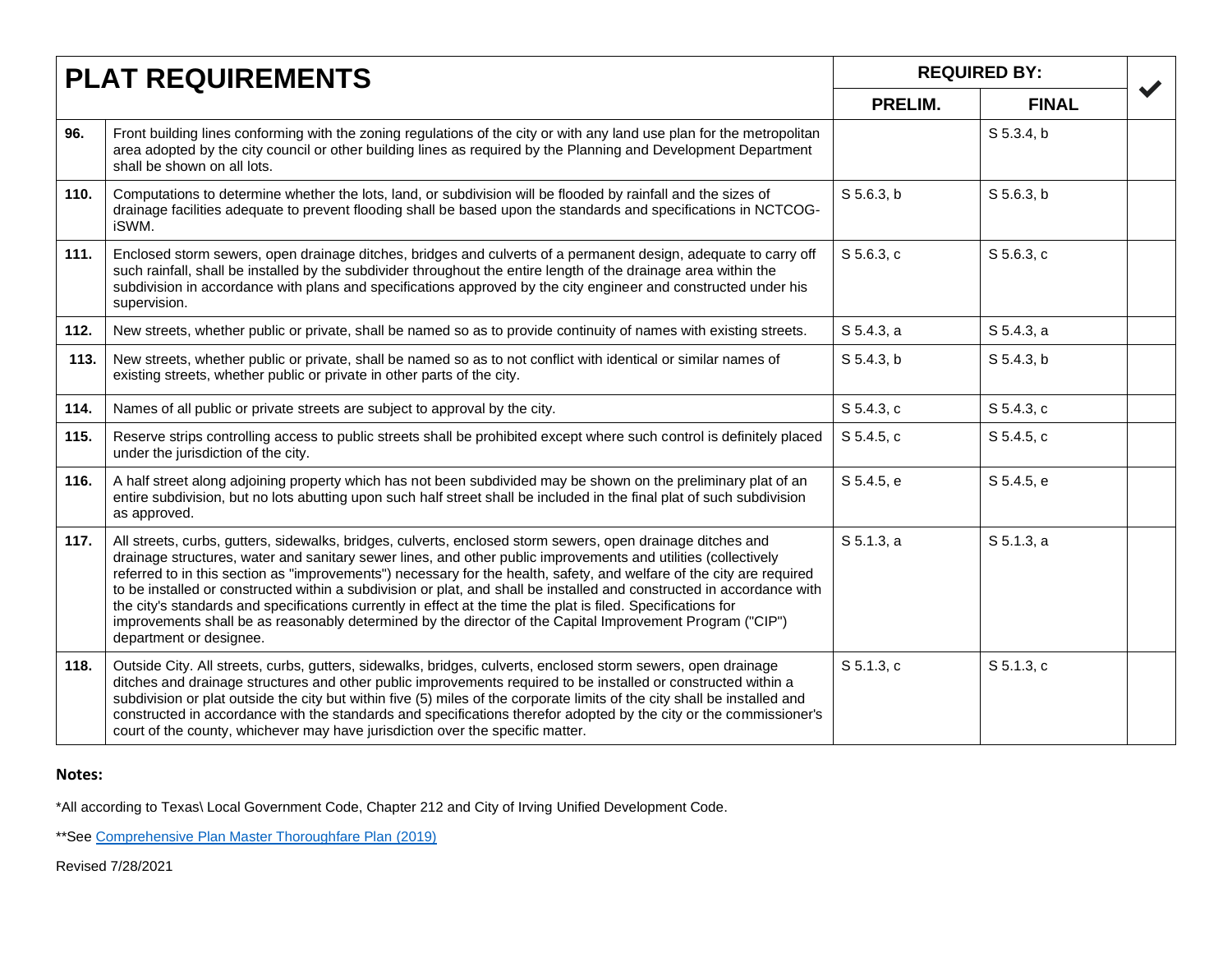| PLAT REQUIREMENTS | | REQUIRED BY: | | ✔ |
|---|---|---|---|---|
| | | PRELIM. | FINAL | |
| 96. | Front building lines conforming with the zoning regulations of the city or with any land use plan for the metropolitan area adopted by the city council or other building lines as required by the Planning and Development Department shall be shown on all lots. | | S 5.3.4, b | |
| 110. | Computations to determine whether the lots, land, or subdivision will be flooded by rainfall and the sizes of drainage facilities adequate to prevent flooding shall be based upon the standards and specifications in NCTCOG-iSWM. | S 5.6.3, b | S 5.6.3, b | |
| 111. | Enclosed storm sewers, open drainage ditches, bridges and culverts of a permanent design, adequate to carry off such rainfall, shall be installed by the subdivider throughout the entire length of the drainage area within the subdivision in accordance with plans and specifications approved by the city engineer and constructed under his supervision. | S 5.6.3, c | S 5.6.3, c | |
| 112. | New streets, whether public or private, shall be named so as to provide continuity of names with existing streets. | S 5.4.3, a | S 5.4.3, a | |
| 113. | New streets, whether public or private, shall be named so as to not conflict with identical or similar names of existing streets, whether public or private in other parts of the city. | S 5.4.3, b | S 5.4.3, b | |
| 114. | Names of all public or private streets are subject to approval by the city. | S 5.4.3, c | S 5.4.3, c | |
| 115. | Reserve strips controlling access to public streets shall be prohibited except where such control is definitely placed under the jurisdiction of the city. | S 5.4.5, c | S 5.4.5, c | |
| 116. | A half street along adjoining property which has not been subdivided may be shown on the preliminary plat of an entire subdivision, but no lots abutting upon such half street shall be included in the final plat of such subdivision as approved. | S 5.4.5, e | S 5.4.5, e | |
| 117. | All streets, curbs, gutters, sidewalks, bridges, culverts, enclosed storm sewers, open drainage ditches and drainage structures, water and sanitary sewer lines, and other public improvements and utilities (collectively referred to in this section as "improvements") necessary for the health, safety, and welfare of the city are required to be installed or constructed within a subdivision or plat, and shall be installed and constructed in accordance with the city's standards and specifications currently in effect at the time the plat is filed. Specifications for improvements shall be as reasonably determined by the director of the Capital Improvement Program ("CIP") department or designee. | S 5.1.3, a | S 5.1.3, a | |
| 118. | Outside City. All streets, curbs, gutters, sidewalks, bridges, culverts, enclosed storm sewers, open drainage ditches and drainage structures and other public improvements required to be installed or constructed within a subdivision or plat outside the city but within five (5) miles of the corporate limits of the city shall be installed and constructed in accordance with the standards and specifications therefor adopted by the city or the commissioner's court of the county, whichever may have jurisdiction over the specific matter. | S 5.1.3, c | S 5.1.3, c | |

**Notes:**

*All according to Texas\ Local Government Code, Chapter 212 and City of Irving Unified Development Code.

**See Comprehensive Plan Master Thoroughfare Plan (2019)

Revised 7/28/2021